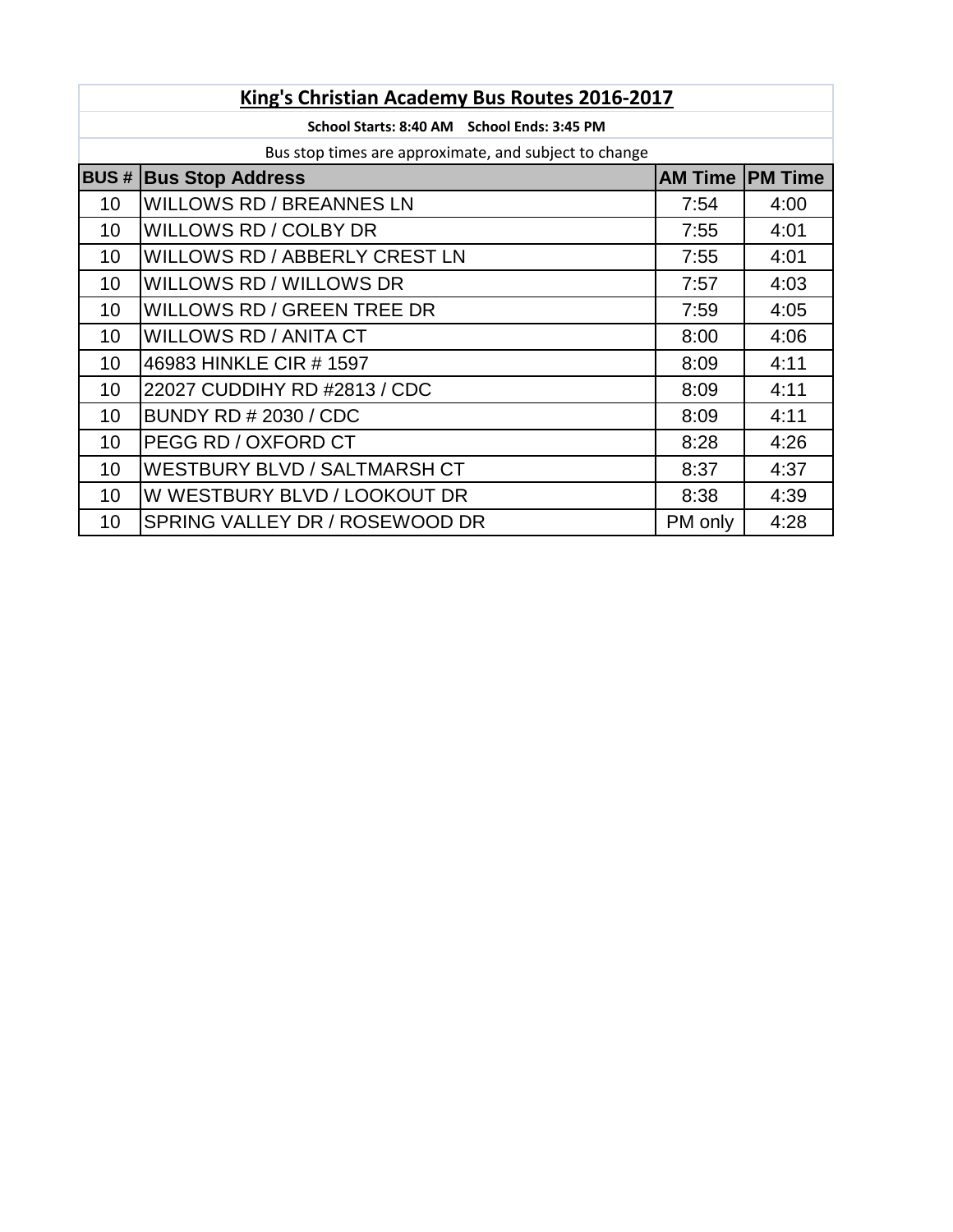# King's Christian Academy Bus Routes 2016-2017

**School Starts: 8:40 AM    School Ends: 3:45 PM**

Bus stop times are approximate, and subject to change

| BUS # | Bus Stop Address | AM Time | PM Time |
|---|---|---|---|
| 10 | WILLOWS RD / BREANNES LN | 7:54 | 4:00 |
| 10 | WILLOWS RD / COLBY DR | 7:55 | 4:01 |
| 10 | WILLOWS RD / ABBERLY CREST LN | 7:55 | 4:01 |
| 10 | WILLOWS RD / WILLOWS DR | 7:57 | 4:03 |
| 10 | WILLOWS RD / GREEN TREE DR | 7:59 | 4:05 |
| 10 | WILLOWS RD / ANITA CT | 8:00 | 4:06 |
| 10 | 46983 HINKLE CIR # 1597 | 8:09 | 4:11 |
| 10 | 22027 CUDDIHY RD #2813 / CDC | 8:09 | 4:11 |
| 10 | BUNDY RD # 2030 / CDC | 8:09 | 4:11 |
| 10 | PEGG RD / OXFORD CT | 8:28 | 4:26 |
| 10 | WESTBURY BLVD / SALTMARSH CT | 8:37 | 4:37 |
| 10 | W WESTBURY BLVD / LOOKOUT DR | 8:38 | 4:39 |
| 10 | SPRING VALLEY DR / ROSEWOOD DR | PM only | 4:28 |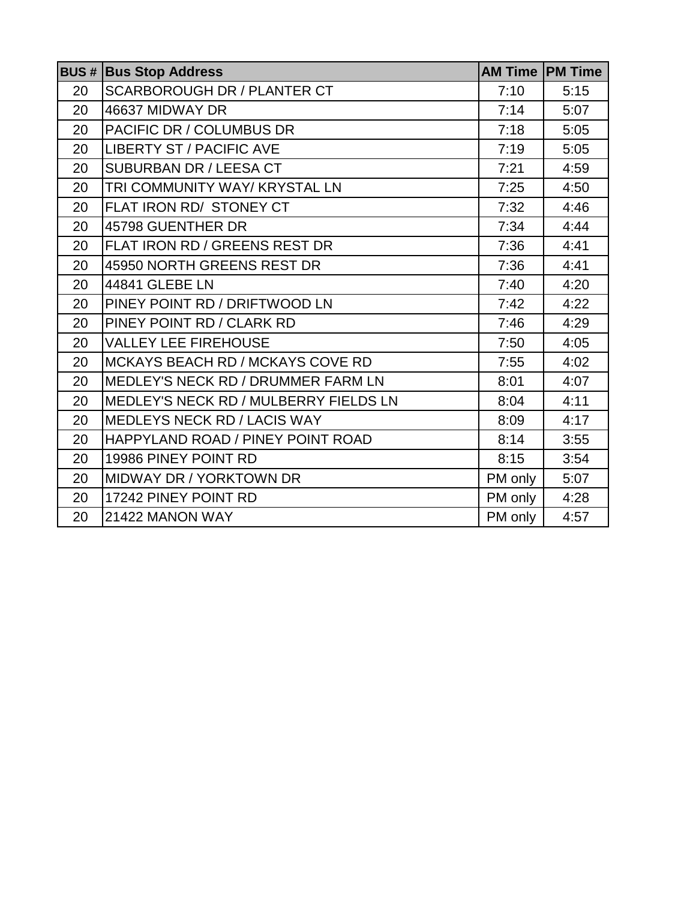| BUS # | Bus Stop Address | AM Time | PM Time |
|---|---|---|---|
| 20 | SCARBOROUGH DR / PLANTER CT | 7:10 | 5:15 |
| 20 | 46637 MIDWAY DR | 7:14 | 5:07 |
| 20 | PACIFIC DR / COLUMBUS DR | 7:18 | 5:05 |
| 20 | LIBERTY ST / PACIFIC AVE | 7:19 | 5:05 |
| 20 | SUBURBAN DR / LEESA CT | 7:21 | 4:59 |
| 20 | TRI COMMUNITY WAY/ KRYSTAL LN | 7:25 | 4:50 |
| 20 | FLAT IRON RD/ STONEY CT | 7:32 | 4:46 |
| 20 | 45798 GUENTHER DR | 7:34 | 4:44 |
| 20 | FLAT IRON RD / GREENS REST DR | 7:36 | 4:41 |
| 20 | 45950 NORTH GREENS REST DR | 7:36 | 4:41 |
| 20 | 44841 GLEBE LN | 7:40 | 4:20 |
| 20 | PINEY POINT RD / DRIFTWOOD LN | 7:42 | 4:22 |
| 20 | PINEY POINT RD / CLARK RD | 7:46 | 4:29 |
| 20 | VALLEY LEE FIREHOUSE | 7:50 | 4:05 |
| 20 | MCKAYS BEACH RD / MCKAYS COVE RD | 7:55 | 4:02 |
| 20 | MEDLEY'S NECK RD / DRUMMER FARM LN | 8:01 | 4:07 |
| 20 | MEDLEY'S NECK RD / MULBERRY FIELDS LN | 8:04 | 4:11 |
| 20 | MEDLEYS NECK RD / LACIS WAY | 8:09 | 4:17 |
| 20 | HAPPYLAND ROAD / PINEY POINT ROAD | 8:14 | 3:55 |
| 20 | 19986 PINEY POINT RD | 8:15 | 3:54 |
| 20 | MIDWAY DR / YORKTOWN DR | PM only | 5:07 |
| 20 | 17242 PINEY POINT RD | PM only | 4:28 |
| 20 | 21422 MANON WAY | PM only | 4:57 |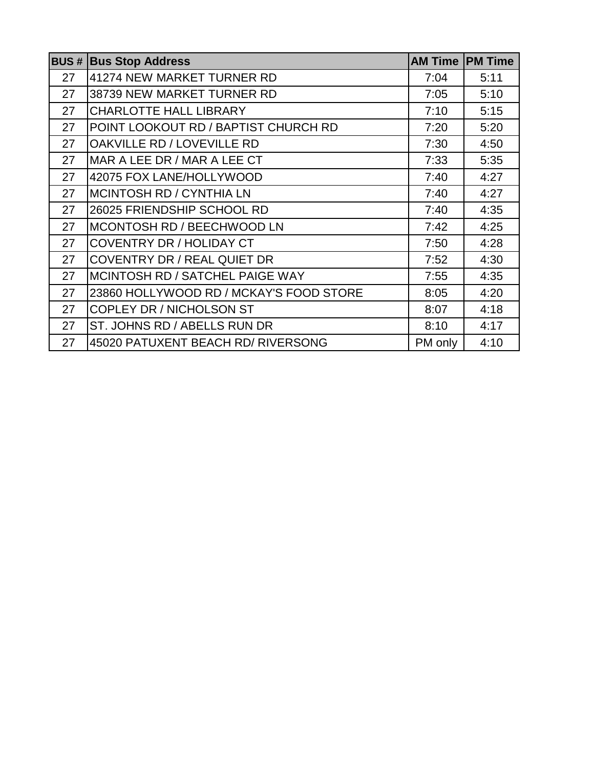| BUS # | Bus Stop Address | AM Time | PM Time |
|---|---|---|---|
| 27 | 41274 NEW MARKET TURNER RD | 7:04 | 5:11 |
| 27 | 38739 NEW MARKET TURNER RD | 7:05 | 5:10 |
| 27 | CHARLOTTE HALL LIBRARY | 7:10 | 5:15 |
| 27 | POINT LOOKOUT RD / BAPTIST CHURCH RD | 7:20 | 5:20 |
| 27 | OAKVILLE RD / LOVEVILLE RD | 7:30 | 4:50 |
| 27 | MAR A LEE DR / MAR A LEE CT | 7:33 | 5:35 |
| 27 | 42075 FOX LANE/HOLLYWOOD | 7:40 | 4:27 |
| 27 | MCINTOSH RD / CYNTHIA LN | 7:40 | 4:27 |
| 27 | 26025 FRIENDSHIP SCHOOL RD | 7:40 | 4:35 |
| 27 | MCONTOSH RD / BEECHWOOD LN | 7:42 | 4:25 |
| 27 | COVENTRY DR / HOLIDAY CT | 7:50 | 4:28 |
| 27 | COVENTRY DR / REAL QUIET DR | 7:52 | 4:30 |
| 27 | MCINTOSH RD / SATCHEL PAIGE WAY | 7:55 | 4:35 |
| 27 | 23860 HOLLYWOOD RD / MCKAY'S FOOD STORE | 8:05 | 4:20 |
| 27 | COPLEY DR / NICHOLSON ST | 8:07 | 4:18 |
| 27 | ST. JOHNS RD / ABELLS RUN DR | 8:10 | 4:17 |
| 27 | 45020 PATUXENT BEACH RD/ RIVERSONG | PM only | 4:10 |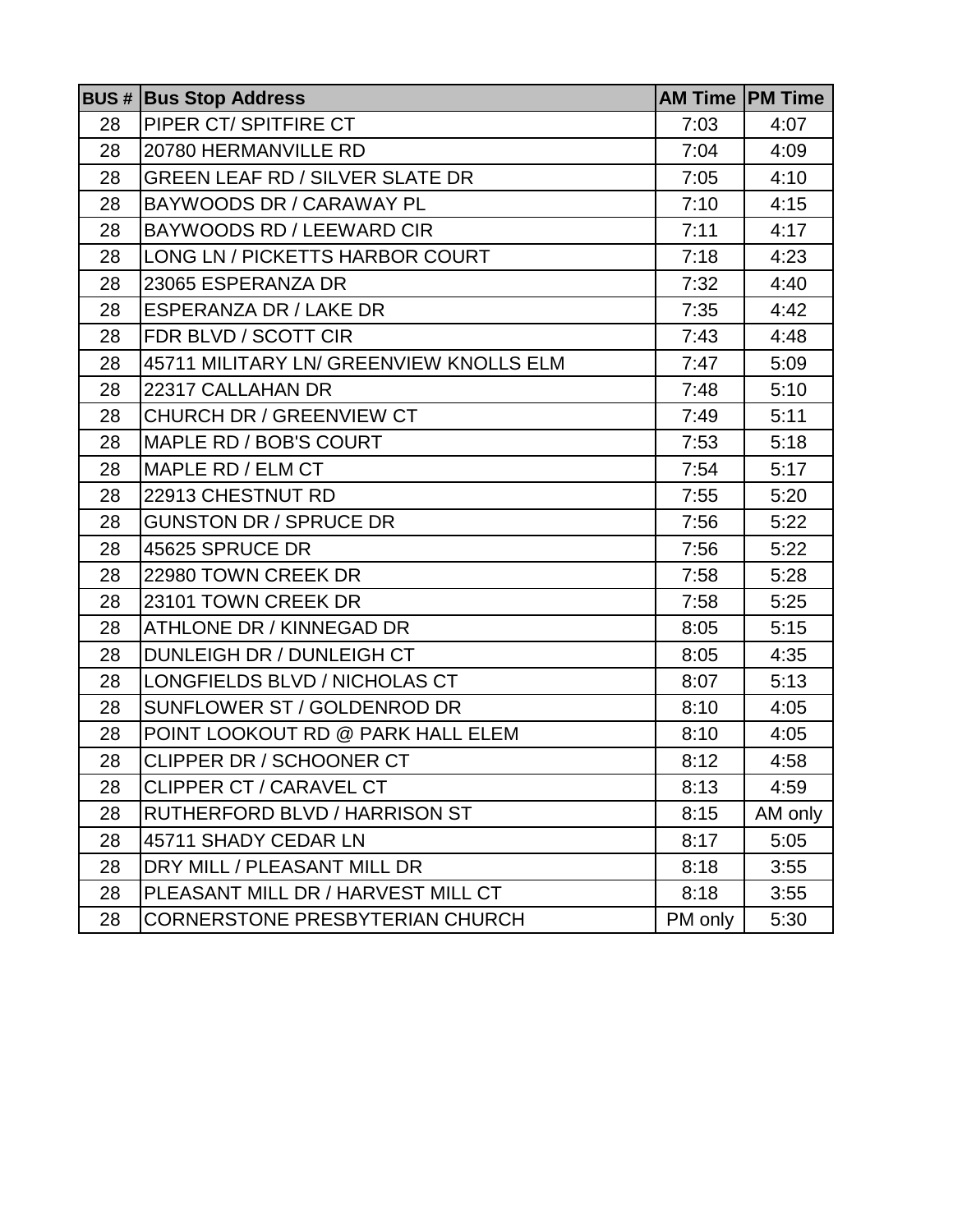| BUS # | Bus Stop Address | AM Time | PM Time |
|---|---|---|---|
| 28 | PIPER CT/ SPITFIRE CT | 7:03 | 4:07 |
| 28 | 20780 HERMANVILLE RD | 7:04 | 4:09 |
| 28 | GREEN LEAF RD / SILVER SLATE DR | 7:05 | 4:10 |
| 28 | BAYWOODS DR / CARAWAY PL | 7:10 | 4:15 |
| 28 | BAYWOODS RD / LEEWARD CIR | 7:11 | 4:17 |
| 28 | LONG LN / PICKETTS HARBOR COURT | 7:18 | 4:23 |
| 28 | 23065 ESPERANZA DR | 7:32 | 4:40 |
| 28 | ESPERANZA DR / LAKE DR | 7:35 | 4:42 |
| 28 | FDR BLVD / SCOTT CIR | 7:43 | 4:48 |
| 28 | 45711 MILITARY LN/ GREENVIEW KNOLLS ELM | 7:47 | 5:09 |
| 28 | 22317 CALLAHAN DR | 7:48 | 5:10 |
| 28 | CHURCH DR / GREENVIEW CT | 7:49 | 5:11 |
| 28 | MAPLE RD / BOB'S COURT | 7:53 | 5:18 |
| 28 | MAPLE RD / ELM CT | 7:54 | 5:17 |
| 28 | 22913 CHESTNUT RD | 7:55 | 5:20 |
| 28 | GUNSTON DR / SPRUCE DR | 7:56 | 5:22 |
| 28 | 45625 SPRUCE DR | 7:56 | 5:22 |
| 28 | 22980 TOWN CREEK DR | 7:58 | 5:28 |
| 28 | 23101 TOWN CREEK DR | 7:58 | 5:25 |
| 28 | ATHLONE DR / KINNEGAD DR | 8:05 | 5:15 |
| 28 | DUNLEIGH DR / DUNLEIGH CT | 8:05 | 4:35 |
| 28 | LONGFIELDS BLVD / NICHOLAS CT | 8:07 | 5:13 |
| 28 | SUNFLOWER ST / GOLDENROD DR | 8:10 | 4:05 |
| 28 | POINT LOOKOUT RD @ PARK HALL ELEM | 8:10 | 4:05 |
| 28 | CLIPPER DR / SCHOONER CT | 8:12 | 4:58 |
| 28 | CLIPPER CT / CARAVEL CT | 8:13 | 4:59 |
| 28 | RUTHERFORD BLVD / HARRISON ST | 8:15 | AM only |
| 28 | 45711 SHADY CEDAR LN | 8:17 | 5:05 |
| 28 | DRY MILL / PLEASANT MILL DR | 8:18 | 3:55 |
| 28 | PLEASANT MILL DR / HARVEST MILL CT | 8:18 | 3:55 |
| 28 | CORNERSTONE PRESBYTERIAN CHURCH | PM only | 5:30 |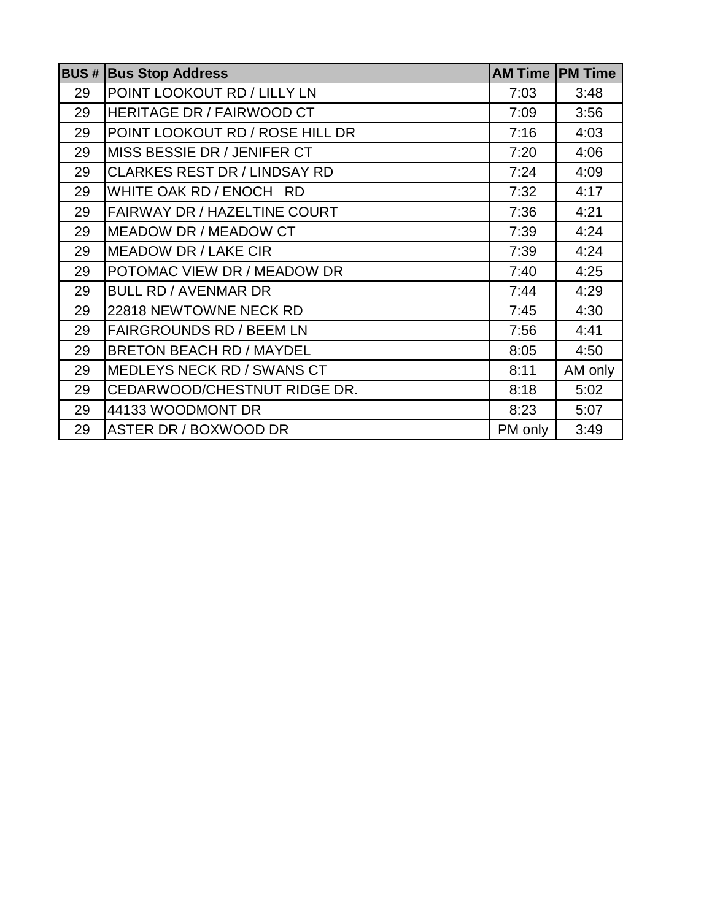| BUS # | Bus Stop Address | AM Time | PM Time |
|---|---|---|---|
| 29 | POINT LOOKOUT RD / LILLY LN | 7:03 | 3:48 |
| 29 | HERITAGE DR / FAIRWOOD CT | 7:09 | 3:56 |
| 29 | POINT LOOKOUT RD / ROSE HILL DR | 7:16 | 4:03 |
| 29 | MISS BESSIE DR / JENIFER CT | 7:20 | 4:06 |
| 29 | CLARKES REST DR / LINDSAY RD | 7:24 | 4:09 |
| 29 | WHITE OAK RD / ENOCH RD | 7:32 | 4:17 |
| 29 | FAIRWAY DR / HAZELTINE COURT | 7:36 | 4:21 |
| 29 | MEADOW DR / MEADOW CT | 7:39 | 4:24 |
| 29 | MEADOW DR / LAKE CIR | 7:39 | 4:24 |
| 29 | POTOMAC VIEW DR / MEADOW DR | 7:40 | 4:25 |
| 29 | BULL RD / AVENMAR DR | 7:44 | 4:29 |
| 29 | 22818 NEWTOWNE NECK RD | 7:45 | 4:30 |
| 29 | FAIRGROUNDS RD / BEEM LN | 7:56 | 4:41 |
| 29 | BRETON BEACH RD / MAYDEL | 8:05 | 4:50 |
| 29 | MEDLEYS NECK RD / SWANS CT | 8:11 | AM only |
| 29 | CEDARWOOD/CHESTNUT RIDGE DR. | 8:18 | 5:02 |
| 29 | 44133 WOODMONT DR | 8:23 | 5:07 |
| 29 | ASTER DR / BOXWOOD DR | PM only | 3:49 |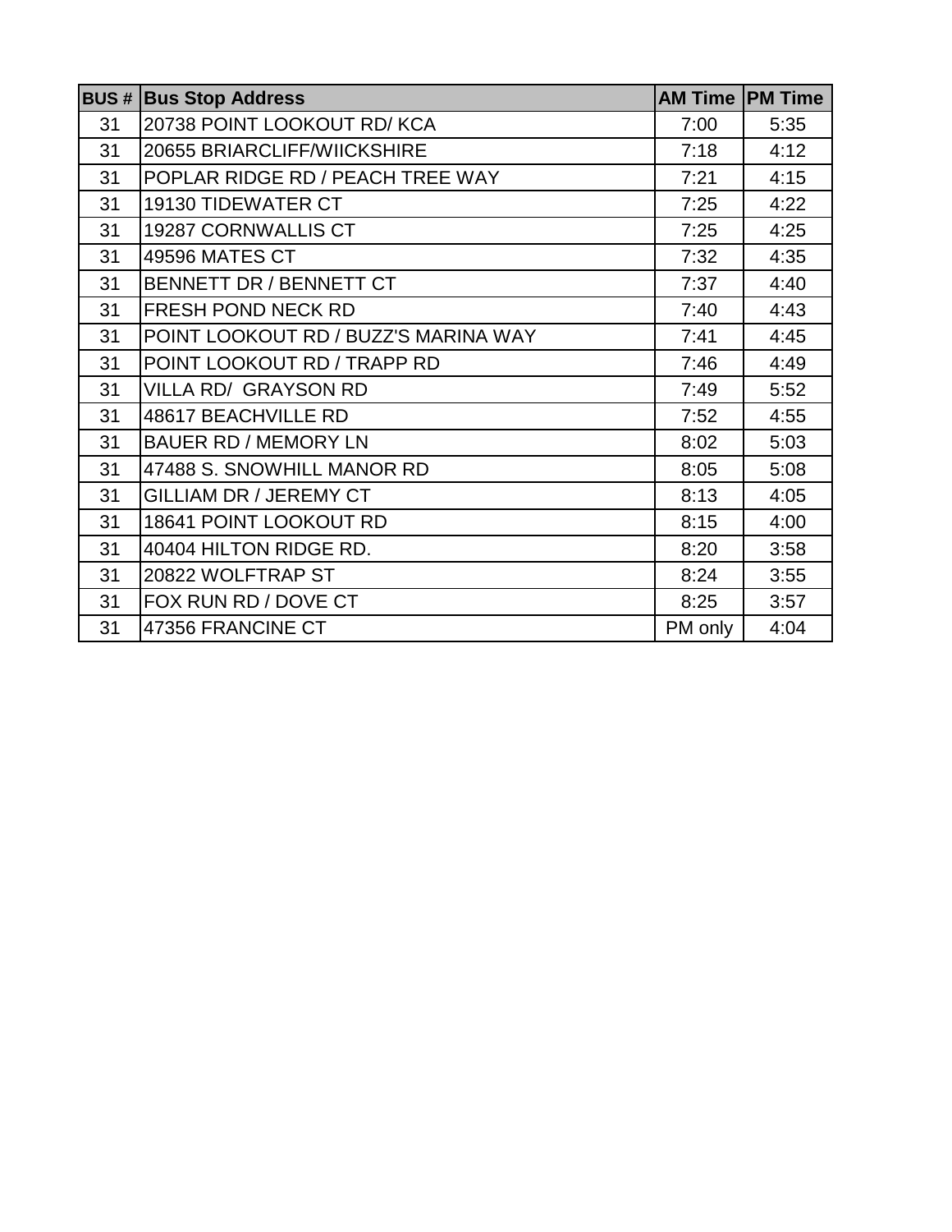| BUS # | Bus Stop Address | AM Time | PM Time |
|---|---|---|---|
| 31 | 20738 POINT LOOKOUT RD/ KCA | 7:00 | 5:35 |
| 31 | 20655 BRIARCLIFF/WIICKSHIRE | 7:18 | 4:12 |
| 31 | POPLAR RIDGE RD / PEACH TREE WAY | 7:21 | 4:15 |
| 31 | 19130 TIDEWATER CT | 7:25 | 4:22 |
| 31 | 19287 CORNWALLIS CT | 7:25 | 4:25 |
| 31 | 49596 MATES CT | 7:32 | 4:35 |
| 31 | BENNETT DR / BENNETT CT | 7:37 | 4:40 |
| 31 | FRESH POND NECK RD | 7:40 | 4:43 |
| 31 | POINT LOOKOUT RD / BUZZ'S MARINA WAY | 7:41 | 4:45 |
| 31 | POINT LOOKOUT RD / TRAPP RD | 7:46 | 4:49 |
| 31 | VILLA RD/ GRAYSON RD | 7:49 | 5:52 |
| 31 | 48617 BEACHVILLE RD | 7:52 | 4:55 |
| 31 | BAUER RD / MEMORY LN | 8:02 | 5:03 |
| 31 | 47488 S. SNOWHILL MANOR RD | 8:05 | 5:08 |
| 31 | GILLIAM DR / JEREMY CT | 8:13 | 4:05 |
| 31 | 18641 POINT LOOKOUT RD | 8:15 | 4:00 |
| 31 | 40404 HILTON RIDGE RD. | 8:20 | 3:58 |
| 31 | 20822 WOLFTRAP ST | 8:24 | 3:55 |
| 31 | FOX RUN RD / DOVE CT | 8:25 | 3:57 |
| 31 | 47356 FRANCINE CT | PM only | 4:04 |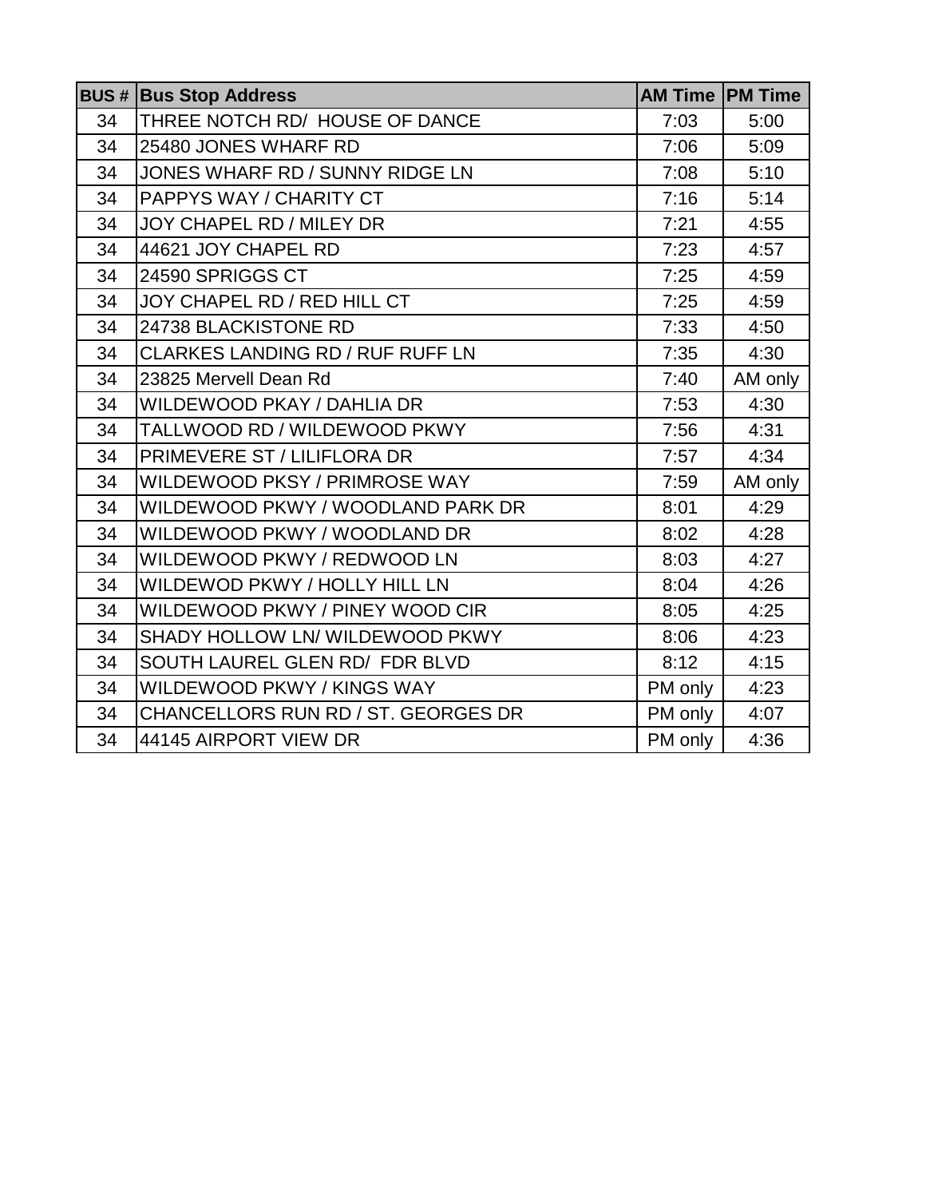| BUS # | Bus Stop Address | AM Time | PM Time |
|---|---|---|---|
| 34 | THREE NOTCH RD/ HOUSE OF DANCE | 7:03 | 5:00 |
| 34 | 25480 JONES WHARF RD | 7:06 | 5:09 |
| 34 | JONES WHARF RD / SUNNY RIDGE LN | 7:08 | 5:10 |
| 34 | PAPPYS WAY / CHARITY CT | 7:16 | 5:14 |
| 34 | JOY CHAPEL RD / MILEY DR | 7:21 | 4:55 |
| 34 | 44621 JOY CHAPEL RD | 7:23 | 4:57 |
| 34 | 24590 SPRIGGS CT | 7:25 | 4:59 |
| 34 | JOY CHAPEL RD / RED HILL CT | 7:25 | 4:59 |
| 34 | 24738 BLACKISTONE RD | 7:33 | 4:50 |
| 34 | CLARKES LANDING RD / RUF RUFF LN | 7:35 | 4:30 |
| 34 | 23825 Mervell Dean Rd | 7:40 | AM only |
| 34 | WILDEWOOD PKAY / DAHLIA DR | 7:53 | 4:30 |
| 34 | TALLWOOD RD / WILDEWOOD PKWY | 7:56 | 4:31 |
| 34 | PRIMEVERE ST / LILIFLORA DR | 7:57 | 4:34 |
| 34 | WILDEWOOD PKSY / PRIMROSE WAY | 7:59 | AM only |
| 34 | WILDEWOOD PKWY / WOODLAND PARK DR | 8:01 | 4:29 |
| 34 | WILDEWOOD PKWY / WOODLAND DR | 8:02 | 4:28 |
| 34 | WILDEWOOD PKWY / REDWOOD LN | 8:03 | 4:27 |
| 34 | WILDEWOD PKWY / HOLLY HILL LN | 8:04 | 4:26 |
| 34 | WILDEWOOD PKWY / PINEY WOOD CIR | 8:05 | 4:25 |
| 34 | SHADY HOLLOW LN/ WILDEWOOD PKWY | 8:06 | 4:23 |
| 34 | SOUTH LAUREL GLEN RD/ FDR BLVD | 8:12 | 4:15 |
| 34 | WILDEWOOD PKWY / KINGS WAY | PM only | 4:23 |
| 34 | CHANCELLORS RUN RD / ST. GEORGES DR | PM only | 4:07 |
| 34 | 44145 AIRPORT VIEW DR | PM only | 4:36 |